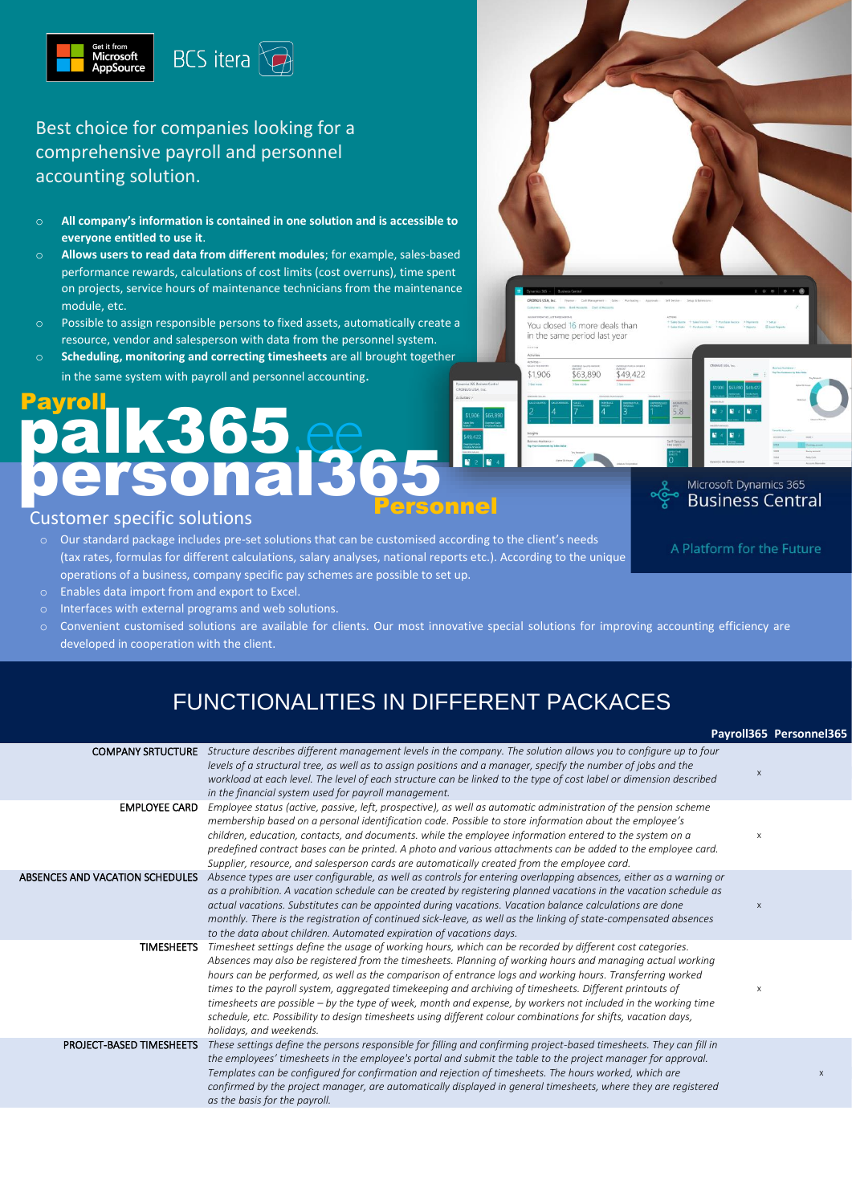Get it from Microsoft AppSource

BCS itera

Best choice for companies looking for a comprehensive payroll and personnel accounting solution.

- **All company's information is contained in one solution and is accessible to everyone entitled to use it**.
- **Allows users to read data from different modules**; for example, sales-based performance rewards, calculations of cost limits (cost overruns), time spent on projects, service hours of maintenance technicians from the maintenance module, etc.
- Possible to assign responsible persons to fixed assets, automatically create a resource, vendor and salesperson with data from the personnel system.
- **Scheduling, monitoring and correcting timesheets** are all brought together in the same system with payroll and personnel accounting.

# Payroll palk365.ee personal365 Personnel

Microsoft Dynamics 365 Business Central

A Platform for the Future

## Customer specific solutions

- Our standard package includes pre-set solutions that can be customised according to the client's needs (tax rates, formulas for different calculations, salary analyses, national reports etc.). According to the unique operations of a business, company specific pay schemes are possible to set up.
- Enables data import from and export to Excel.
- Interfaces with external programs and web solutions.
- Convenient customised solutions are available for clients. Our most innovative special solutions for improving accounting efficiency are developed in cooperation with the client.

## FUNCTIONALITIES IN DIFFERENT PACKACES

| | | Payroll365 | Personnel365 |
|---|---|---|---|
| COMPANY SRTUCTURE | *Structure describes different management levels in the company. The solution allows you to configure up to four levels of a structural tree, as well as to assign positions and a manager, specify the number of jobs and the workload at each level. The level of each structure can be linked to the type of cost label or dimension described in the financial system used for payroll management.* | x | |
| EMPLOYEE CARD | *Employee status (active, passive, left, prospective), as well as automatic administration of the pension scheme membership based on a personal identification code. Possible to store information about the employee's children, education, contacts, and documents. while the employee information entered to the system on a predefined contract bases can be printed. A photo and various attachments can be added to the employee card. Supplier, resource, and salesperson cards are automatically created from the employee card.* | x | |
| ABSENCES AND VACATION SCHEDULES | *Absence types are user configurable, as well as controls for entering overlapping absences, either as a warning or as a prohibition. A vacation schedule can be created by registering planned vacations in the vacation schedule as actual vacations. Substitutes can be appointed during vacations. Vacation balance calculations are done monthly. There is the registration of continued sick-leave, as well as the linking of state-compensated absences to the data about children. Automated expiration of vacations days.* | x | |
| TIMESHEETS | *Timesheet settings define the usage of working hours, which can be recorded by different cost categories. Absences may also be registered from the timesheets. Planning of working hours and managing actual working hours can be performed, as well as the comparison of entrance logs and working hours. Transferring worked times to the payroll system, aggregated timekeeping and archiving of timesheets. Different printouts of timesheets are possible – by the type of week, month and expense, by workers not included in the working time schedule, etc. Possibility to design timesheets using different colour combinations for shifts, vacation days, holidays, and weekends.* | x | |
| PROJECT-BASED TIMESHEETS | *These settings define the persons responsible for filling and confirming project-based timesheets. They can fill in the employees' timesheets in the employee's portal and submit the table to the project manager for approval. Templates can be configured for confirmation and rejection of timesheets. The hours worked, which are confirmed by the project manager, are automatically displayed in general timesheets, where they are registered as the basis for the payroll.* | | x |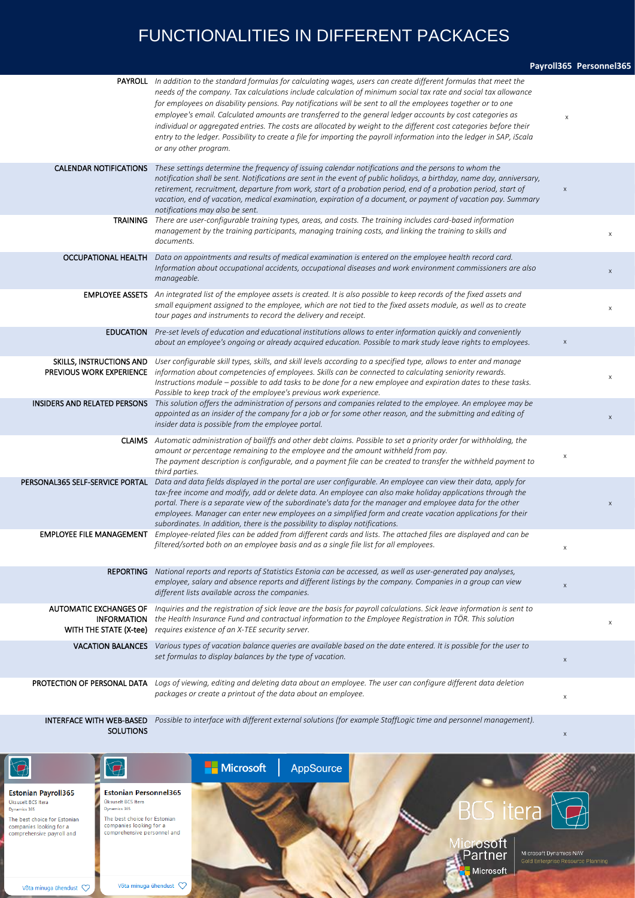# FUNCTIONALITIES IN DIFFERENT PACKACES

| | | Payroll365 | Personnel365 |
|---|---|---|---|
| **PAYROLL** | *In addition to the standard formulas for calculating wages, users can create different formulas that meet the needs of the company. Tax calculations include calculation of minimum social tax rate and social tax allowance for employees on disability pensions. Pay notifications will be sent to all the employees together or to one employee's email. Calculated amounts are transferred to the general ledger accounts by cost categories as individual or aggregated entries. The costs are allocated by weight to the different cost categories before their entry to the ledger. Possibility to create a file for importing the payroll information into the ledger in SAP, iScala or any other program.* | x | |
| **CALENDAR NOTIFICATIONS** | *These settings determine the frequency of issuing calendar notifications and the persons to whom the notification shall be sent. Notifications are sent in the event of public holidays, a birthday, name day, anniversary, retirement, recruitment, departure from work, start of a probation period, end of a probation period, start of vacation, end of vacation, medical examination, expiration of a document, or payment of vacation pay. Summary notifications may also be sent.* | x | |
| **TRAINING** | *There are user-configurable training types, areas, and costs. The training includes card-based information management by the training participants, managing training costs, and linking the training to skills and documents.* | | x |
| **OCCUPATIONAL HEALTH** | *Data on appointments and results of medical examination is entered on the employee health record card. Information about occupational accidents, occupational diseases and work environment commissioners are also manageable.* | | x |
| **EMPLOYEE ASSETS** | *An integrated list of the employee assets is created. It is also possible to keep records of the fixed assets and small equipment assigned to the employee, which are not tied to the fixed assets module, as well as to create tour pages and instruments to record the delivery and receipt.* | | x |
| **EDUCATION** | *Pre-set levels of education and educational institutions allows to enter information quickly and conveniently about an employee's ongoing or already acquired education. Possible to mark study leave rights to employees.* | x | |
| **SKILLS, INSTRUCTIONS AND PREVIOUS WORK EXPERIENCE** | *User configurable skill types, skills, and skill levels according to a specified type, allows to enter and manage information about competencies of employees. Skills can be connected to calculating seniority rewards. Instructions module – possible to add tasks to be done for a new employee and expiration dates to these tasks. Possible to keep track of the employee's previous work experience.* | | x |
| **INSIDERS AND RELATED PERSONS** | *This solution offers the administration of persons and companies related to the employee. An employee may be appointed as an insider of the company for a job or for some other reason, and the submitting and editing of insider data is possible from the employee portal.* | | x |
| **CLAIMS** | *Automatic administration of bailiffs and other debt claims. Possible to set a priority order for withholding, the amount or percentage remaining to the employee and the amount withheld from pay. The payment description is configurable, and a payment file can be created to transfer the withheld payment to third parties.* | x | |
| **PERSONAL365 SELF-SERVICE PORTAL** | *Data and data fields displayed in the portal are user configurable. An employee can view their data, apply for tax-free income and modify, add or delete data. An employee can also make holiday applications through the portal. There is a separate view of the subordinate's data for the manager and employee data for the other employees. Manager can enter new employees on a simplified form and create vacation applications for their subordinates. In addition, there is the possibility to display notifications.* | | x |
| **EMPLOYEE FILE MANAGEMENT** | *Employee-related files can be added from different cards and lists. The attached files are displayed and can be filtered/sorted both on an employee basis and as a single file list for all employees.* | x | |
| **REPORTING** | *National reports and reports of Statistics Estonia can be accessed, as well as user-generated pay analyses, employee, salary and absence reports and different listings by the company. Companies in a group can view different lists available across the companies.* | x | |
| **AUTOMATIC EXCHANGES OF INFORMATION WITH THE STATE (X-tee)** | *Inquiries and the registration of sick leave are the basis for payroll calculations. Sick leave information is sent to the Health Insurance Fund and contractual information to the Employee Registration in TÖR. This solution requires existence of an X-TEE security server.* | | x |
| **VACATION BALANCES** | *Various types of vacation balance queries are available based on the date entered. It is possible for the user to set formulas to display balances by the type of vacation.* | x | |
| **PROTECTION OF PERSONAL DATA** | *Logs of viewing, editing and deleting data about an employee. The user can configure different data deletion packages or create a printout of the data about an employee.* | x | |
| **INTERFACE WITH WEB-BASED SOLUTIONS** | *Possible to interface with different external solutions (for example StaffLogic time and personnel management).* | x | |

**Estonian Payroll365**
Üksuselt BCS Itera
Dynamics 365
The best choice for Estonian companies looking for a comprehensive payroll and
Võta minuga ühendust

**Estonian Personnel365**
Üksuselt BCS Itera
Dynamics 365
The best choice for Estonian companies looking for a comprehensive personnel and
Võta minuga ühendust

Microsoft | AppSource

BCS itera

Microsoft Partner
Microsoft
Microsoft Dynamics NAV
Gold Enterprise Resource Planning